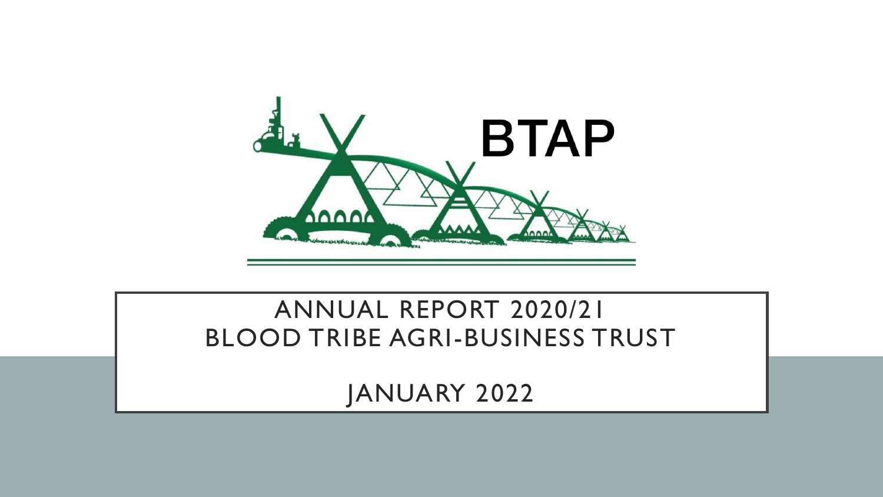BTAP

# ANNUAL REPORT 2020/21
# BLOOD TRIBE AGRI-BUSINESS TRUST

JANUARY 2022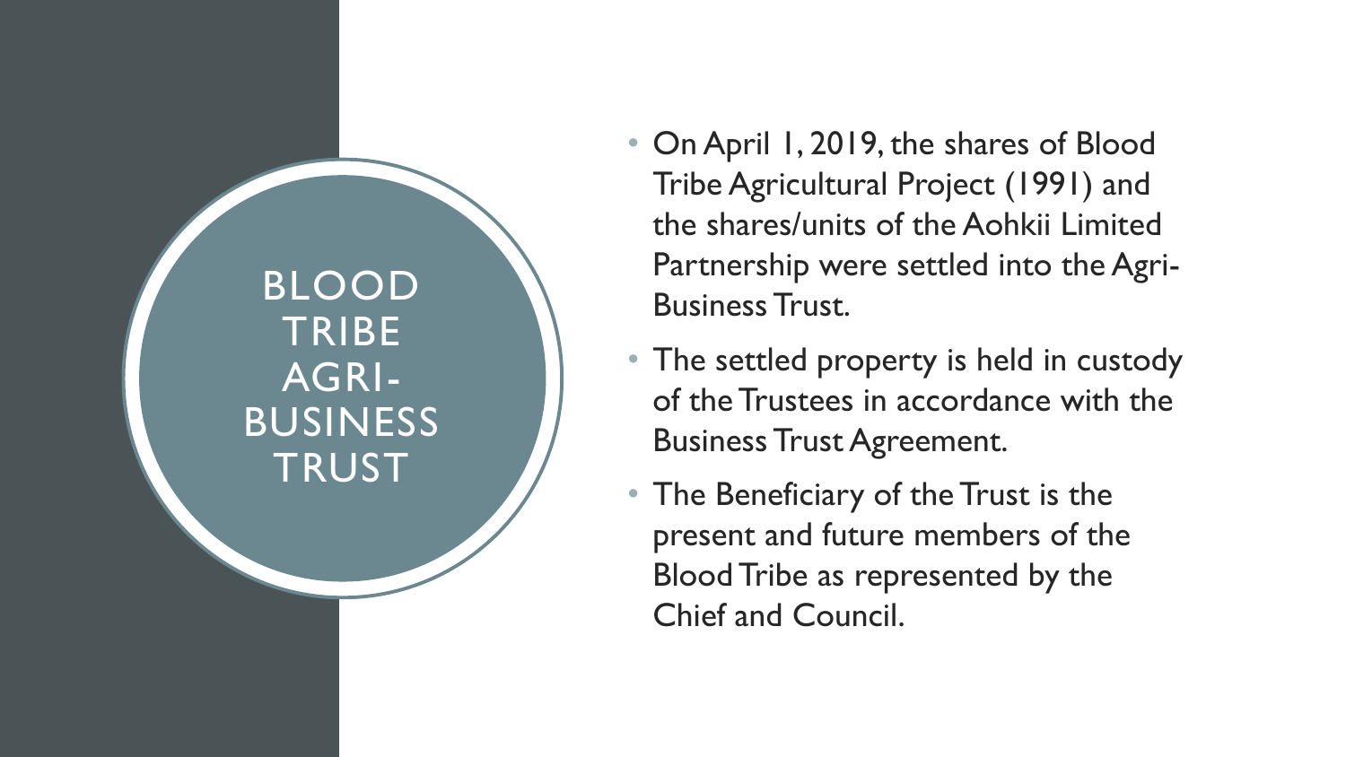# BLOOD TRIBE AGRI-BUSINESS TRUST

- On April 1, 2019, the shares of Blood Tribe Agricultural Project (1991) and the shares/units of the Aohkii Limited Partnership were settled into the Agri-Business Trust.
- The settled property is held in custody of the Trustees in accordance with the Business Trust Agreement.
- The Beneficiary of the Trust is the present and future members of the Blood Tribe as represented by the Chief and Council.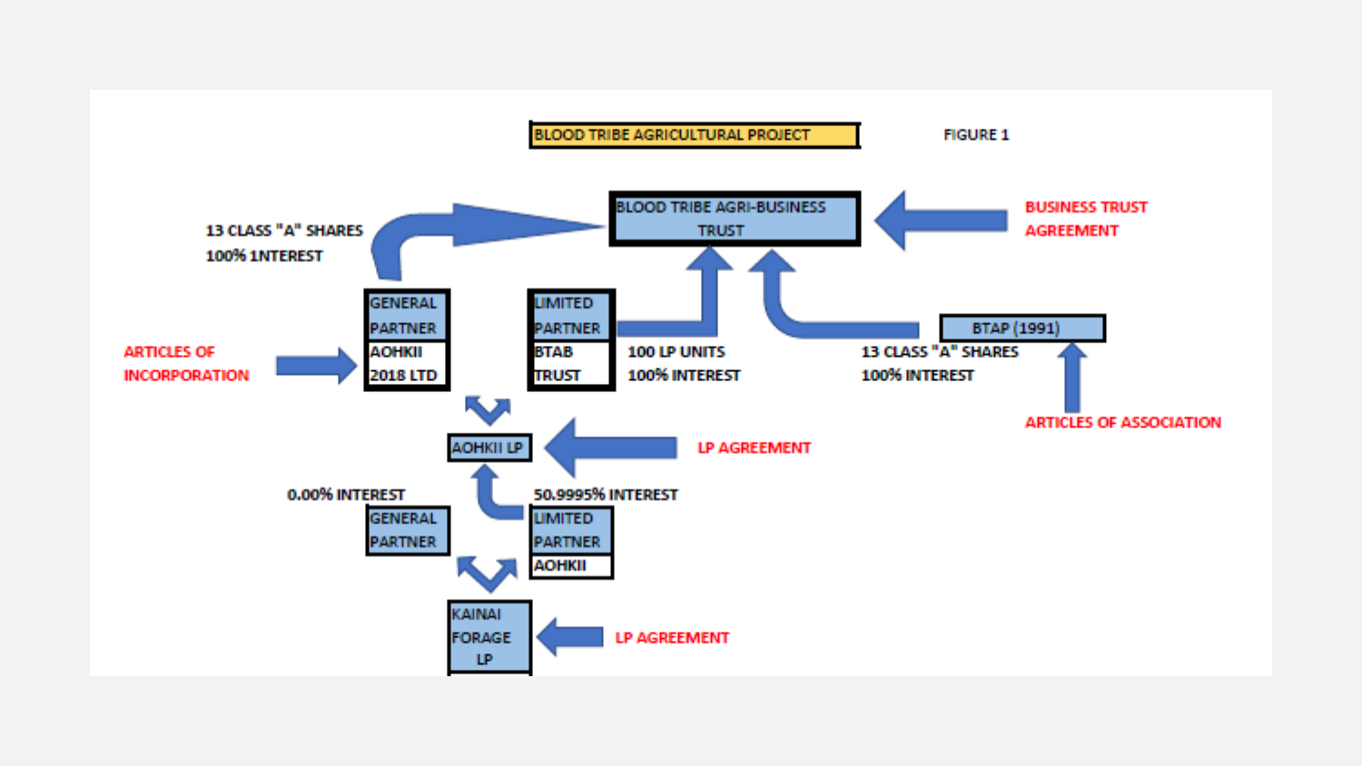**BLOOD TRIBE AGRICULTURAL PROJECT**

FIGURE 1

BLOOD TRIBE AGRI-BUSINESS TRUST

BUSINESS TRUST AGREEMENT

13 CLASS "A" SHARES
100% 1NTEREST

GENERAL PARTNER
AOHKII 2018 LTD

ARTICLES OF INCORPORATION

LIMITED PARTNER
BTAB TRUST

100 LP UNITS
100% INTEREST

BTAP (1991)

13 CLASS "A" SHARES
100% INTEREST

ARTICLES OF ASSOCIATION

AOHKII LP

LP AGREEMENT

0.00% INTEREST

GENERAL PARTNER

50.9995% INTEREST

LIMITED PARTNER
AOHKII

KAINAI FORAGE LP

LP AGREEMENT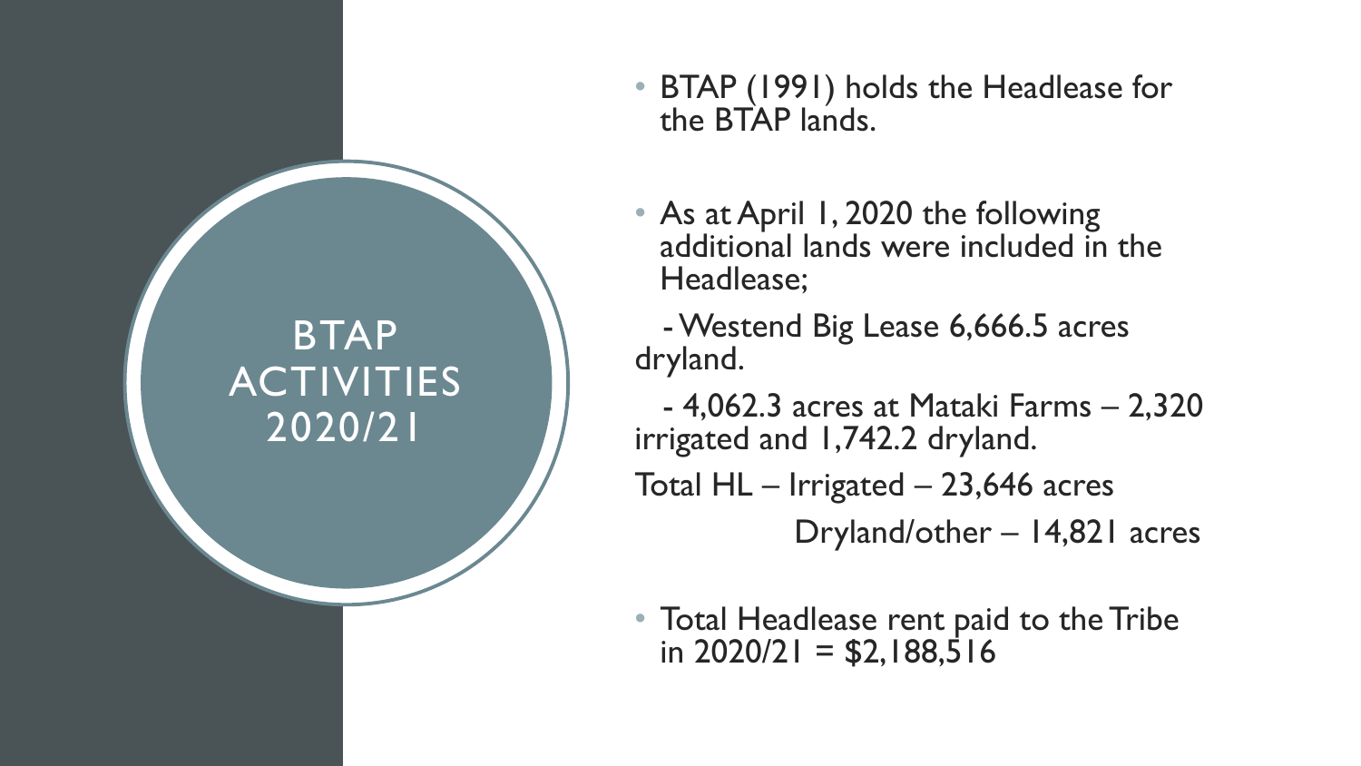# BTAP ACTIVITIES 2020/21

- BTAP (1991) holds the Headlease for the BTAP lands.
- As at April 1, 2020 the following additional lands were included in the Headlease;

  - Westend Big Lease 6,666.5 acres dryland.

  - 4,062.3 acres at Mataki Farms – 2,320 irrigated and 1,742.2 dryland.

  Total HL – Irrigated – 23,646 acres

  Dryland/other – 14,821 acres

- Total Headlease rent paid to the Tribe in 2020/21 = $2,188,516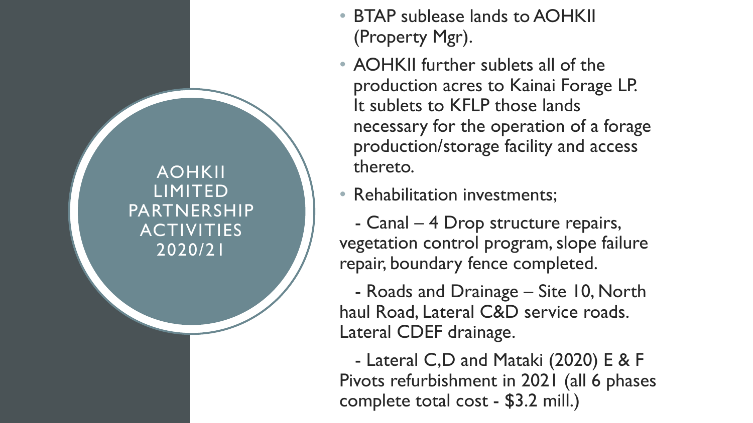# AOHKII LIMITED PARTNERSHIP ACTIVITIES 2020/21

- BTAP sublease lands to AOHKII (Property Mgr).
- AOHKII further sublets all of the production acres to Kainai Forage LP. It sublets to KFLP those lands necessary for the operation of a forage production/storage facility and access thereto.
- Rehabilitation investments;

  - Canal – 4 Drop structure repairs, vegetation control program, slope failure repair, boundary fence completed.

  - Roads and Drainage – Site 10, North haul Road, Lateral C&D service roads. Lateral CDEF drainage.

  - Lateral C,D and Mataki (2020) E & F Pivots refurbishment in 2021 (all 6 phases complete total cost - $3.2 mill.)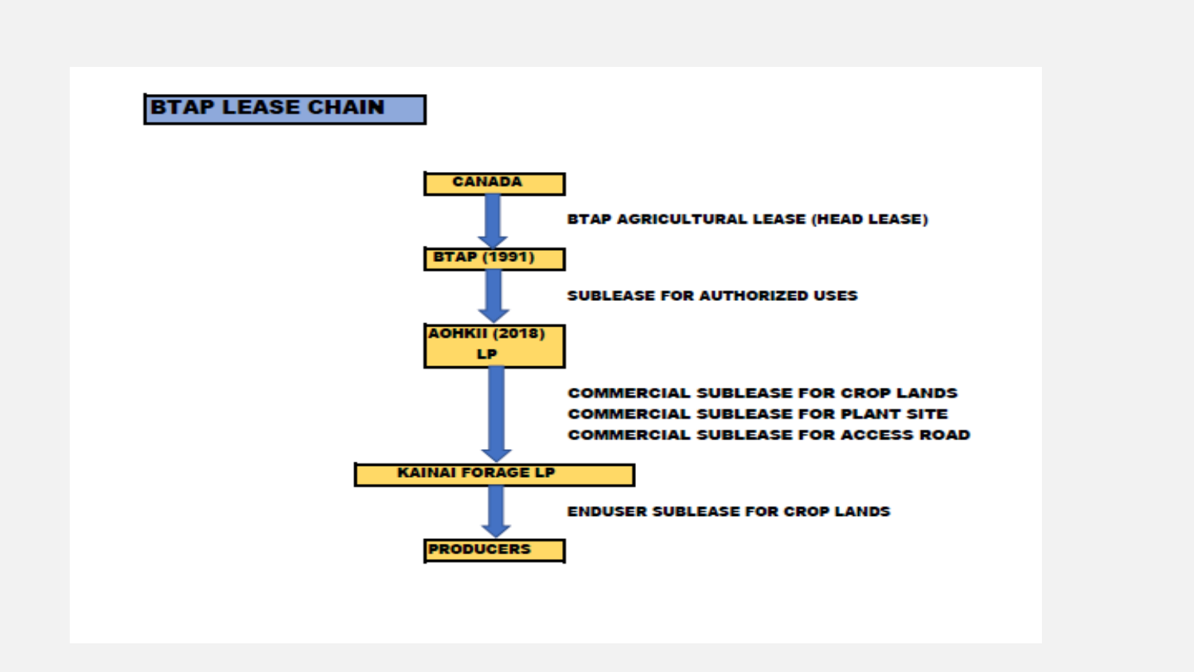## BTAP LEASE CHAIN

**CANADA**

↓ BTAP AGRICULTURAL LEASE (HEAD LEASE)

**BTAP (1991)**

↓ SUBLEASE FOR AUTHORIZED USES

**AOHKII (2018) LP**

↓ COMMERCIAL SUBLEASE FOR CROP LANDS
COMMERCIAL SUBLEASE FOR PLANT SITE
COMMERCIAL SUBLEASE FOR ACCESS ROAD

**KAINAI FORAGE LP**

↓ ENDUSER SUBLEASE FOR CROP LANDS

**PRODUCERS**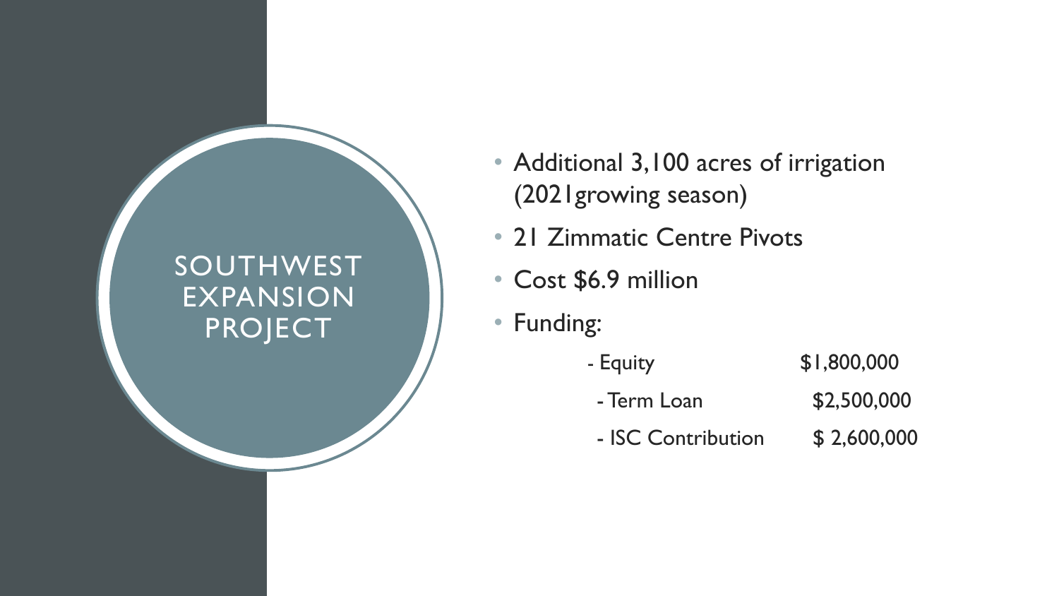# SOUTHWEST EXPANSION PROJECT

- Additional 3,100 acres of irrigation (2021growing season)
- 21 Zimmatic Centre Pivots
- Cost $6.9 million
- Funding:

| | |
|---|---|
| - Equity | $1,800,000 |
| - Term Loan | $2,500,000 |
| - ISC Contribution | $ 2,600,000 |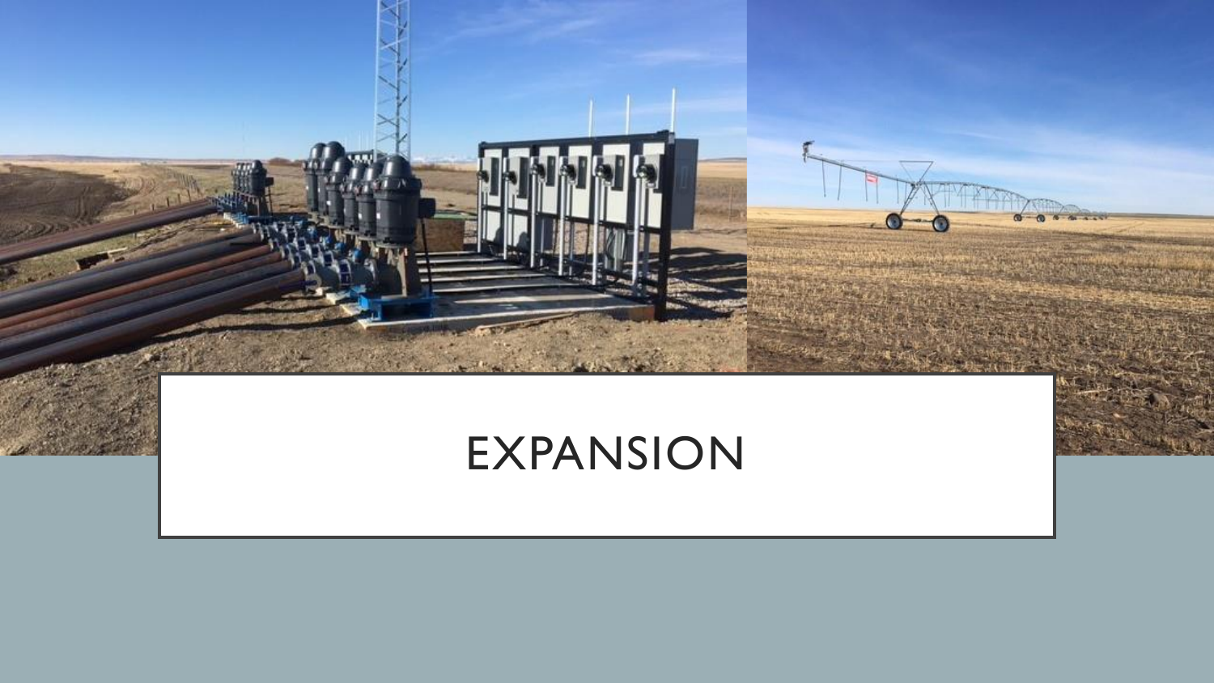# EXPANSION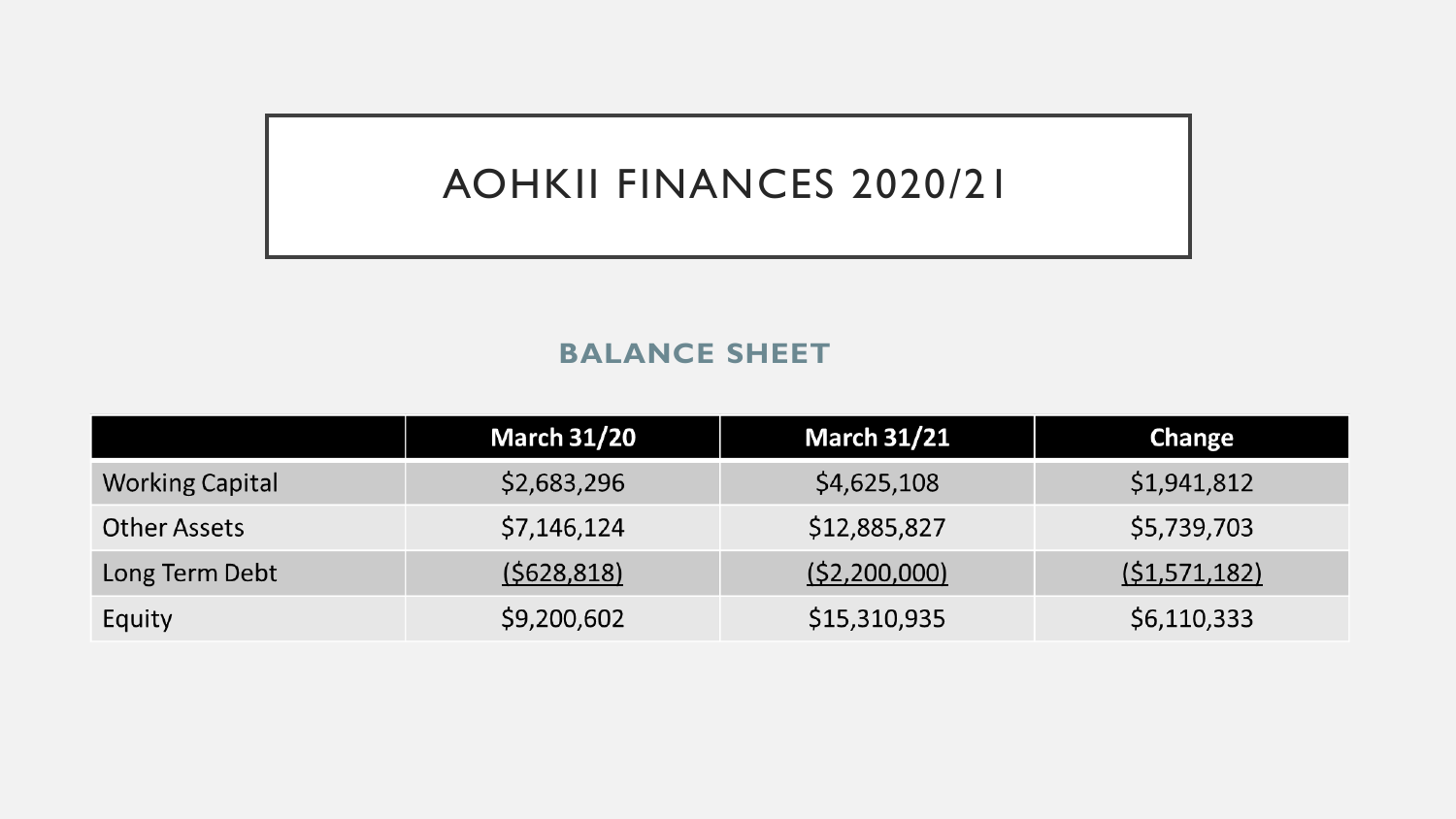# AOHKII FINANCES 2020/21

## BALANCE SHEET

| | March 31/20 | March 31/21 | Change |
|---|---|---|---|
| Working Capital | $2,683,296 | $4,625,108 | $1,941,812 |
| Other Assets | $7,146,124 | $12,885,827 | $5,739,703 |
| Long Term Debt | ($628,818) | ($2,200,000) | ($1,571,182) |
| Equity | $9,200,602 | $15,310,935 | $6,110,333 |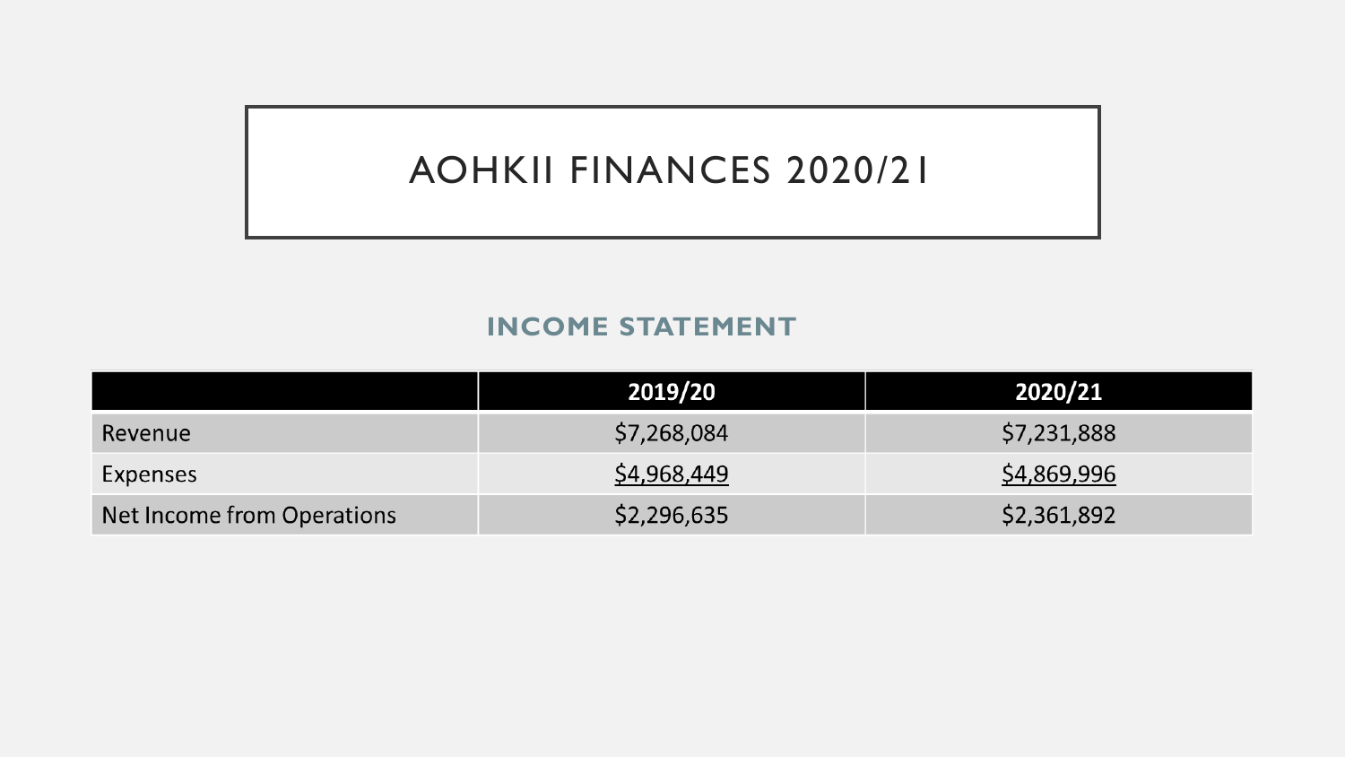# AOHKII FINANCES 2020/21

## INCOME STATEMENT

| | 2019/20 | 2020/21 |
|---|---|---|
| Revenue | $7,268,084 | $7,231,888 |
| Expenses | $4,968,449 | $4,869,996 |
| Net Income from Operations | $2,296,635 | $2,361,892 |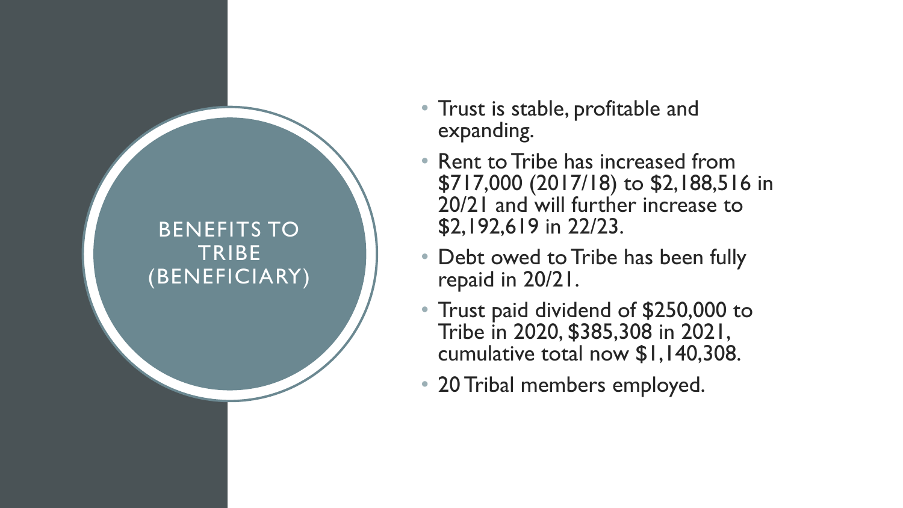# BENEFITS TO TRIBE (BENEFICIARY)

- Trust is stable, profitable and expanding.
- Rent to Tribe has increased from $717,000 (2017/18) to $2,188,516 in 20/21 and will further increase to $2,192,619 in 22/23.
- Debt owed to Tribe has been fully repaid in 20/21.
- Trust paid dividend of $250,000 to Tribe in 2020, $385,308 in 2021, cumulative total now $1,140,308.
- 20 Tribal members employed.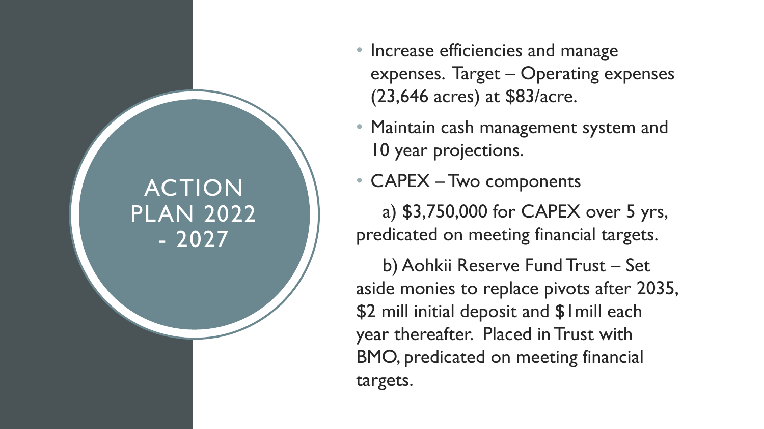# ACTION PLAN 2022 - 2027

- Increase efficiencies and manage expenses. Target – Operating expenses (23,646 acres) at $83/acre.
- Maintain cash management system and 10 year projections.
- CAPEX – Two components

  a) $3,750,000 for CAPEX over 5 yrs, predicated on meeting financial targets.

  b) Aohkii Reserve Fund Trust – Set aside monies to replace pivots after 2035, $2 mill initial deposit and $1mill each year thereafter. Placed in Trust with BMO, predicated on meeting financial targets.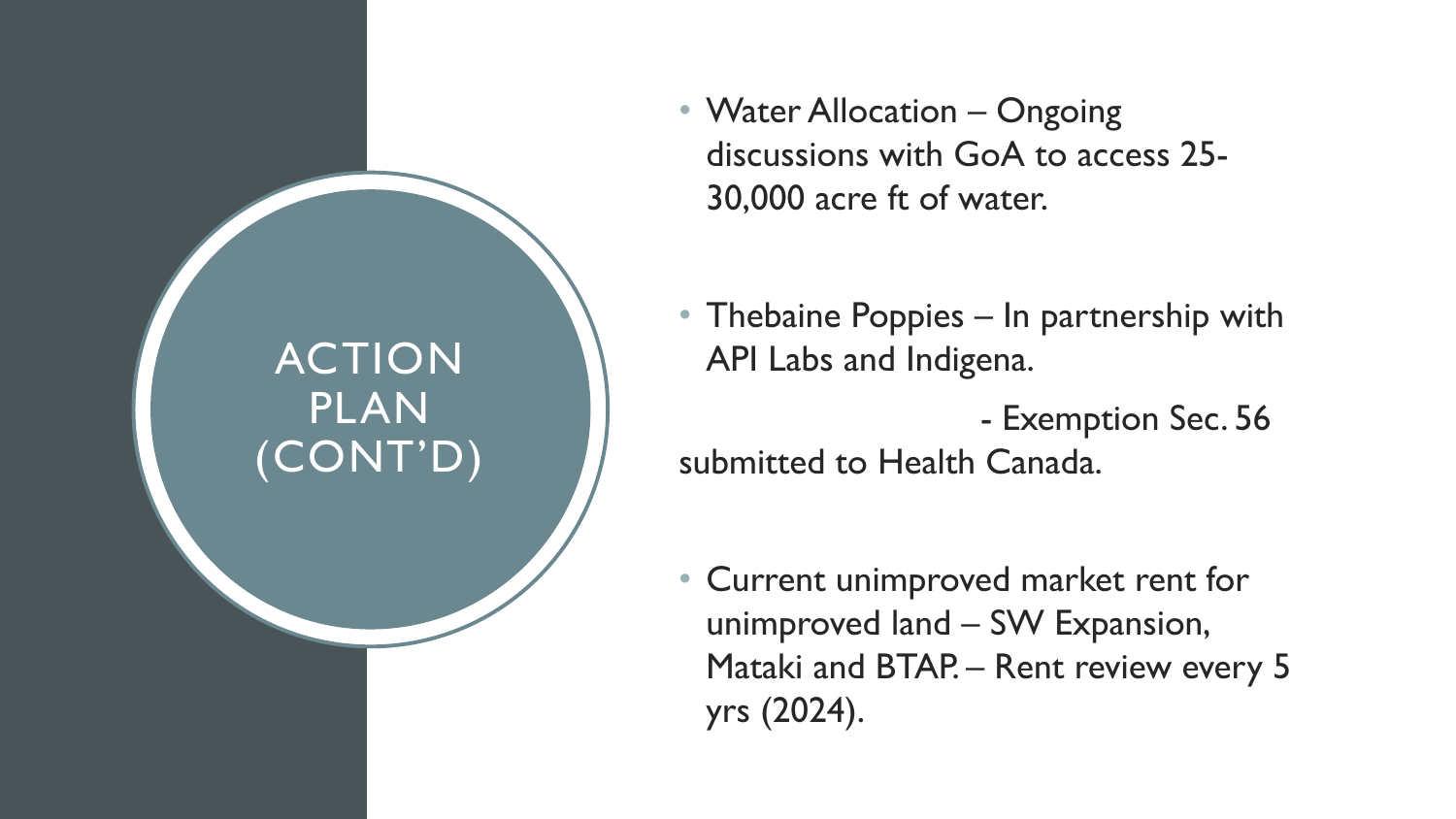# ACTION PLAN (CONT'D)

- Water Allocation – Ongoing discussions with GoA to access 25-30,000 acre ft of water.

- Thebaine Poppies – In partnership with API Labs and Indigena.

  - Exemption Sec. 56 submitted to Health Canada.

- Current unimproved market rent for unimproved land – SW Expansion, Mataki and BTAP. – Rent review every 5 yrs (2024).